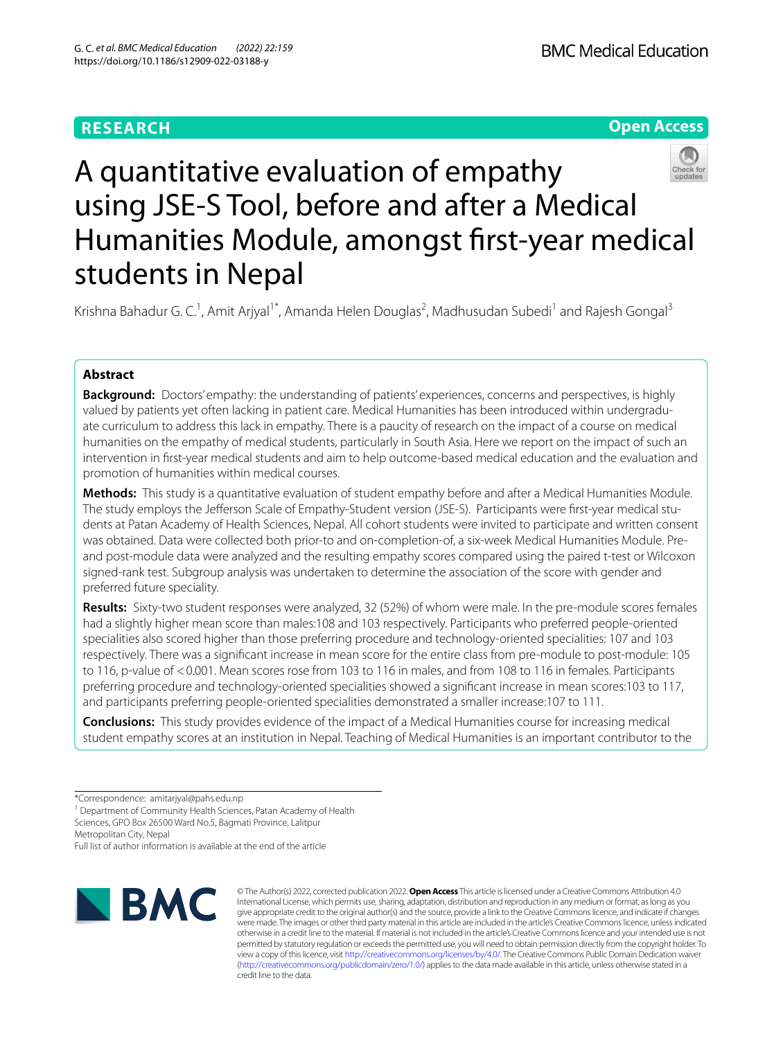RESEARCH

Open Access

# A quantitative evaluation of empathy using JSE-S Tool, before and after a Medical Humanities Module, amongst first-year medical students in Nepal

Krishna Bahadur G. C.[1], Amit Arjyal[1*], Amanda Helen Douglas[2], Madhusudan Subedi[1] and Rajesh Gongal[3]

## Abstract

**Background:** Doctors' empathy: the understanding of patients' experiences, concerns and perspectives, is highly valued by patients yet often lacking in patient care. Medical Humanities has been introduced within undergraduate curriculum to address this lack in empathy. There is a paucity of research on the impact of a course on medical humanities on the empathy of medical students, particularly in South Asia. Here we report on the impact of such an intervention in first-year medical students and aim to help outcome-based medical education and the evaluation and promotion of humanities within medical courses.

**Methods:** This study is a quantitative evaluation of student empathy before and after a Medical Humanities Module. The study employs the Jefferson Scale of Empathy-Student version (JSE-S). Participants were first-year medical students at Patan Academy of Health Sciences, Nepal. All cohort students were invited to participate and written consent was obtained. Data were collected both prior-to and on-completion-of, a six-week Medical Humanities Module. Pre- and post-module data were analyzed and the resulting empathy scores compared using the paired t-test or Wilcoxon signed-rank test. Subgroup analysis was undertaken to determine the association of the score with gender and preferred future speciality.

**Results:** Sixty-two student responses were analyzed, 32 (52%) of whom were male. In the pre-module scores females had a slightly higher mean score than males:108 and 103 respectively. Participants who preferred people-oriented specialities also scored higher than those preferring procedure and technology-oriented specialities: 107 and 103 respectively. There was a significant increase in mean score for the entire class from pre-module to post-module: 105 to 116, p-value of <0.001. Mean scores rose from 103 to 116 in males, and from 108 to 116 in females. Participants preferring procedure and technology-oriented specialities showed a significant increase in mean scores:103 to 117, and participants preferring people-oriented specialities demonstrated a smaller increase:107 to 111.

**Conclusions:** This study provides evidence of the impact of a Medical Humanities course for increasing medical student empathy scores at an institution in Nepal. Teaching of Medical Humanities is an important contributor to the

*Correspondence: amitarjyal@pahs.edu.np

[1] Department of Community Health Sciences, Patan Academy of Health Sciences, GPO Box 26500 Ward No.5, Bagmati Province, Lalitpur Metropolitan City, Nepal

Full list of author information is available at the end of the article

© The Author(s) 2022, corrected publication 2022. **Open Access** This article is licensed under a Creative Commons Attribution 4.0 International License, which permits use, sharing, adaptation, distribution and reproduction in any medium or format, as long as you give appropriate credit to the original author(s) and the source, provide a link to the Creative Commons licence, and indicate if changes were made. The images or other third party material in this article are included in the article's Creative Commons licence, unless indicated otherwise in a credit line to the material. If material is not included in the article's Creative Commons licence and your intended use is not permitted by statutory regulation or exceeds the permitted use, you will need to obtain permission directly from the copyright holder. To view a copy of this licence, visit http://creativecommons.org/licenses/by/4.0/. The Creative Commons Public Domain Dedication waiver (http://creativecommons.org/publicdomain/zero/1.0/) applies to the data made available in this article, unless otherwise stated in a credit line to the data.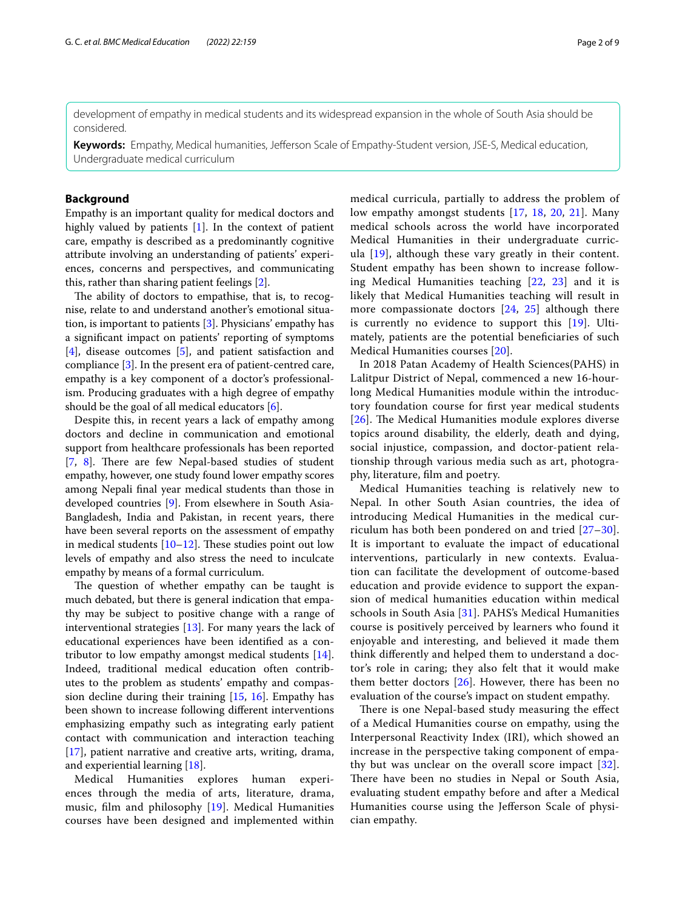development of empathy in medical students and its widespread expansion in the whole of South Asia should be considered.

**Keywords:** Empathy, Medical humanities, Jefferson Scale of Empathy-Student version, JSE-S, Medical education, Undergraduate medical curriculum

## Background

Empathy is an important quality for medical doctors and highly valued by patients [1]. In the context of patient care, empathy is described as a predominantly cognitive attribute involving an understanding of patients' experiences, concerns and perspectives, and communicating this, rather than sharing patient feelings [2].

The ability of doctors to empathise, that is, to recognise, relate to and understand another's emotional situation, is important to patients [3]. Physicians' empathy has a significant impact on patients' reporting of symptoms [4], disease outcomes [5], and patient satisfaction and compliance [3]. In the present era of patient-centred care, empathy is a key component of a doctor's professionalism. Producing graduates with a high degree of empathy should be the goal of all medical educators [6].

Despite this, in recent years a lack of empathy among doctors and decline in communication and emotional support from healthcare professionals has been reported [7, 8]. There are few Nepal-based studies of student empathy, however, one study found lower empathy scores among Nepali final year medical students than those in developed countries [9]. From elsewhere in South Asia- Bangladesh, India and Pakistan, in recent years, there have been several reports on the assessment of empathy in medical students [10–12]. These studies point out low levels of empathy and also stress the need to inculcate empathy by means of a formal curriculum.

The question of whether empathy can be taught is much debated, but there is general indication that empathy may be subject to positive change with a range of interventional strategies [13]. For many years the lack of educational experiences have been identified as a contributor to low empathy amongst medical students [14]. Indeed, traditional medical education often contributes to the problem as students' empathy and compassion decline during their training [15, 16]. Empathy has been shown to increase following different interventions emphasizing empathy such as integrating early patient contact with communication and interaction teaching [17], patient narrative and creative arts, writing, drama, and experiential learning [18].

Medical Humanities explores human experiences through the media of arts, literature, drama, music, film and philosophy [19]. Medical Humanities courses have been designed and implemented within medical curricula, partially to address the problem of low empathy amongst students [17, 18, 20, 21]. Many medical schools across the world have incorporated Medical Humanities in their undergraduate curricula [19], although these vary greatly in their content. Student empathy has been shown to increase following Medical Humanities teaching [22, 23] and it is likely that Medical Humanities teaching will result in more compassionate doctors [24, 25] although there is currently no evidence to support this [19]. Ultimately, patients are the potential beneficiaries of such Medical Humanities courses [20].

In 2018 Patan Academy of Health Sciences(PAHS) in Lalitpur District of Nepal, commenced a new 16-hour-long Medical Humanities module within the introductory foundation course for first year medical students [26]. The Medical Humanities module explores diverse topics around disability, the elderly, death and dying, social injustice, compassion, and doctor-patient relationship through various media such as art, photography, literature, film and poetry.

Medical Humanities teaching is relatively new to Nepal. In other South Asian countries, the idea of introducing Medical Humanities in the medical curriculum has both been pondered on and tried [27–30]. It is important to evaluate the impact of educational interventions, particularly in new contexts. Evaluation can facilitate the development of outcome-based education and provide evidence to support the expansion of medical humanities education within medical schools in South Asia [31]. PAHS's Medical Humanities course is positively perceived by learners who found it enjoyable and interesting, and believed it made them think differently and helped them to understand a doctor's role in caring; they also felt that it would make them better doctors [26]. However, there has been no evaluation of the course's impact on student empathy.

There is one Nepal-based study measuring the effect of a Medical Humanities course on empathy, using the Interpersonal Reactivity Index (IRI), which showed an increase in the perspective taking component of empathy but was unclear on the overall score impact [32]. There have been no studies in Nepal or South Asia, evaluating student empathy before and after a Medical Humanities course using the Jefferson Scale of physician empathy.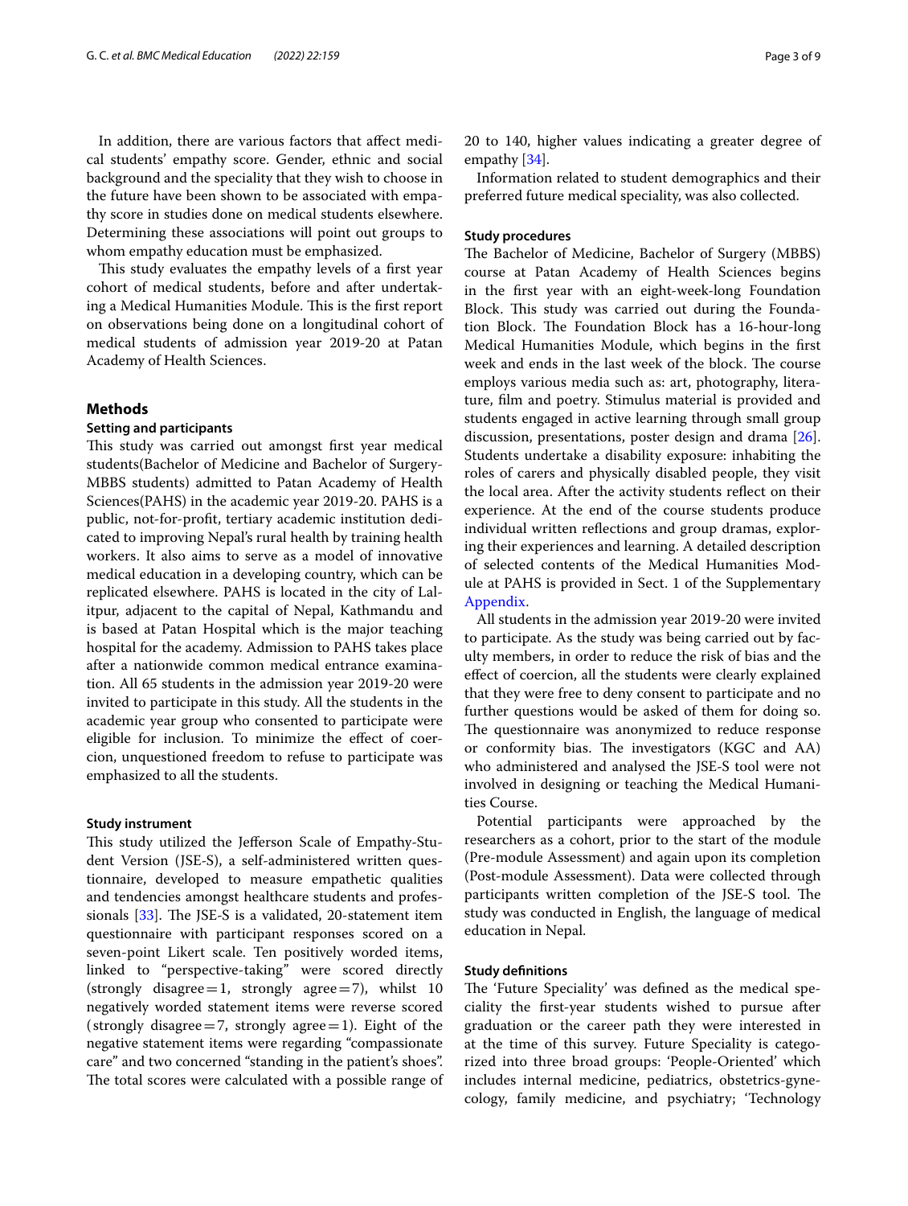In addition, there are various factors that affect medical students' empathy score. Gender, ethnic and social background and the speciality that they wish to choose in the future have been shown to be associated with empathy score in studies done on medical students elsewhere. Determining these associations will point out groups to whom empathy education must be emphasized.

This study evaluates the empathy levels of a first year cohort of medical students, before and after undertaking a Medical Humanities Module. This is the first report on observations being done on a longitudinal cohort of medical students of admission year 2019-20 at Patan Academy of Health Sciences.

## Methods

### Setting and participants

This study was carried out amongst first year medical students(Bachelor of Medicine and Bachelor of Surgery-MBBS students) admitted to Patan Academy of Health Sciences(PAHS) in the academic year 2019-20. PAHS is a public, not-for-profit, tertiary academic institution dedicated to improving Nepal's rural health by training health workers. It also aims to serve as a model of innovative medical education in a developing country, which can be replicated elsewhere. PAHS is located in the city of Lalitpur, adjacent to the capital of Nepal, Kathmandu and is based at Patan Hospital which is the major teaching hospital for the academy. Admission to PAHS takes place after a nationwide common medical entrance examination. All 65 students in the admission year 2019-20 were invited to participate in this study. All the students in the academic year group who consented to participate were eligible for inclusion. To minimize the effect of coercion, unquestioned freedom to refuse to participate was emphasized to all the students.

### Study instrument

This study utilized the Jefferson Scale of Empathy-Student Version (JSE-S), a self-administered written questionnaire, developed to measure empathetic qualities and tendencies amongst healthcare students and professionals [33]. The JSE-S is a validated, 20-statement item questionnaire with participant responses scored on a seven-point Likert scale. Ten positively worded items, linked to "perspective-taking" were scored directly (strongly disagree = 1, strongly agree = 7), whilst 10 negatively worded statement items were reverse scored (strongly disagree = 7, strongly agree = 1). Eight of the negative statement items were regarding "compassionate care" and two concerned "standing in the patient's shoes". The total scores were calculated with a possible range of 20 to 140, higher values indicating a greater degree of empathy [34].

Information related to student demographics and their preferred future medical speciality, was also collected.

### Study procedures

The Bachelor of Medicine, Bachelor of Surgery (MBBS) course at Patan Academy of Health Sciences begins in the first year with an eight-week-long Foundation Block. This study was carried out during the Foundation Block. The Foundation Block has a 16-hour-long Medical Humanities Module, which begins in the first week and ends in the last week of the block. The course employs various media such as: art, photography, literature, film and poetry. Stimulus material is provided and students engaged in active learning through small group discussion, presentations, poster design and drama [26]. Students undertake a disability exposure: inhabiting the roles of carers and physically disabled people, they visit the local area. After the activity students reflect on their experience. At the end of the course students produce individual written reflections and group dramas, exploring their experiences and learning. A detailed description of selected contents of the Medical Humanities Module at PAHS is provided in Sect. 1 of the Supplementary Appendix.

All students in the admission year 2019-20 were invited to participate. As the study was being carried out by faculty members, in order to reduce the risk of bias and the effect of coercion, all the students were clearly explained that they were free to deny consent to participate and no further questions would be asked of them for doing so. The questionnaire was anonymized to reduce response or conformity bias. The investigators (KGC and AA) who administered and analysed the JSE-S tool were not involved in designing or teaching the Medical Humanities Course.

Potential participants were approached by the researchers as a cohort, prior to the start of the module (Pre-module Assessment) and again upon its completion (Post-module Assessment). Data were collected through participants written completion of the JSE-S tool. The study was conducted in English, the language of medical education in Nepal.

### Study definitions

The 'Future Speciality' was defined as the medical speciality the first-year students wished to pursue after graduation or the career path they were interested in at the time of this survey. Future Speciality is categorized into three broad groups: 'People-Oriented' which includes internal medicine, pediatrics, obstetrics-gynecology, family medicine, and psychiatry; 'Technology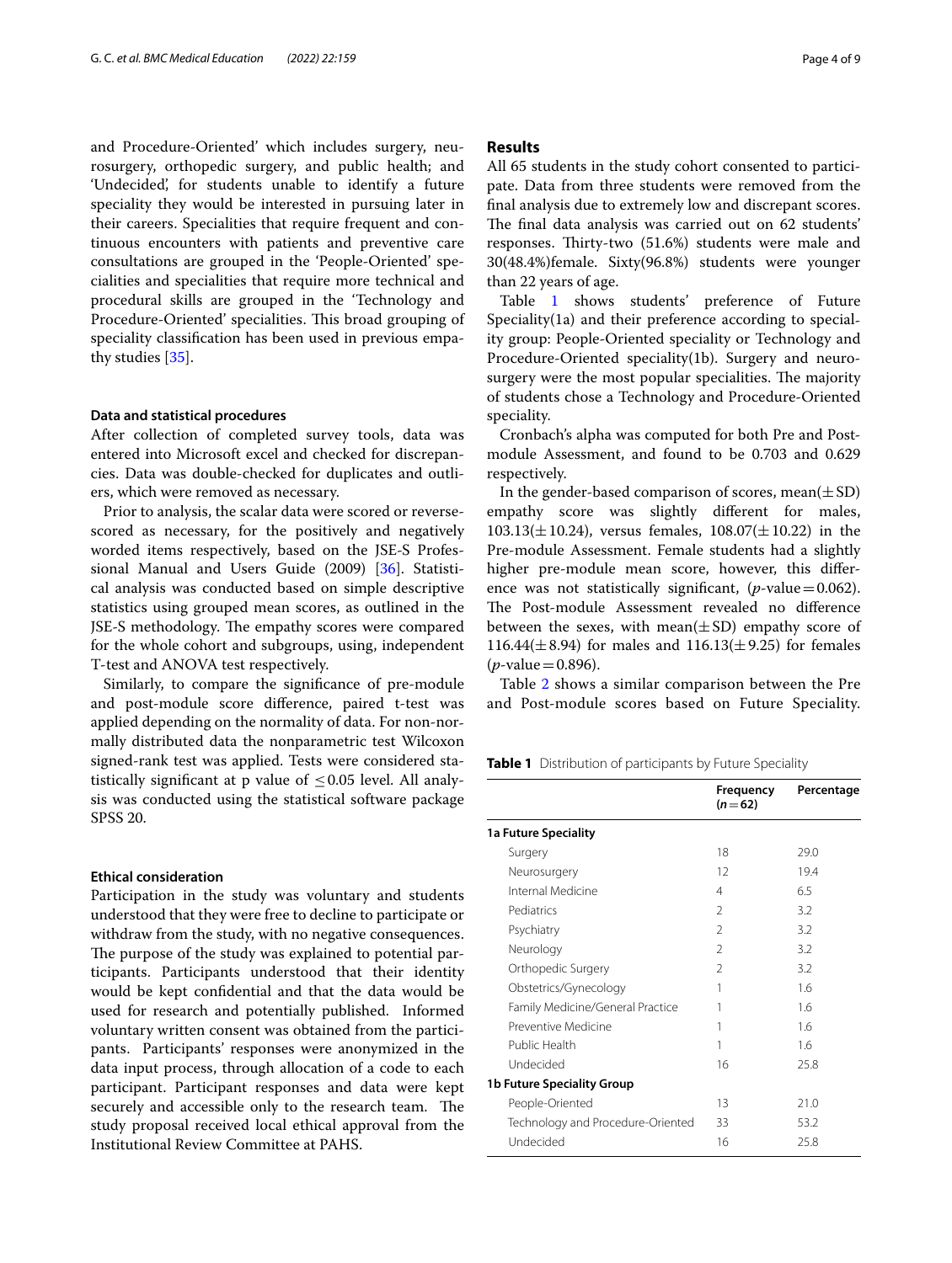and Procedure-Oriented' which includes surgery, neurosurgery, orthopedic surgery, and public health; and 'Undecided', for students unable to identify a future speciality they would be interested in pursuing later in their careers. Specialities that require frequent and continuous encounters with patients and preventive care consultations are grouped in the 'People-Oriented' specialities and specialities that require more technical and procedural skills are grouped in the 'Technology and Procedure-Oriented' specialities. This broad grouping of speciality classification has been used in previous empathy studies [35].

#### Data and statistical procedures

After collection of completed survey tools, data was entered into Microsoft excel and checked for discrepancies. Data was double-checked for duplicates and outliers, which were removed as necessary.

Prior to analysis, the scalar data were scored or reverse-scored as necessary, for the positively and negatively worded items respectively, based on the JSE-S Professional Manual and Users Guide (2009) [36]. Statistical analysis was conducted based on simple descriptive statistics using grouped mean scores, as outlined in the JSE-S methodology. The empathy scores were compared for the whole cohort and subgroups, using, independent T-test and ANOVA test respectively.

Similarly, to compare the significance of pre-module and post-module score difference, paired t-test was applied depending on the normality of data. For non-normally distributed data the nonparametric test Wilcoxon signed-rank test was applied. Tests were considered statistically significant at p value of $\leq 0.05$ level. All analysis was conducted using the statistical software package SPSS 20.

#### Ethical consideration

Participation in the study was voluntary and students understood that they were free to decline to participate or withdraw from the study, with no negative consequences. The purpose of the study was explained to potential participants. Participants understood that their identity would be kept confidential and that the data would be used for research and potentially published. Informed voluntary written consent was obtained from the participants. Participants' responses were anonymized in the data input process, through allocation of a code to each participant. Participant responses and data were kept securely and accessible only to the research team. The study proposal received local ethical approval from the Institutional Review Committee at PAHS.

## Results

All 65 students in the study cohort consented to participate. Data from three students were removed from the final analysis due to extremely low and discrepant scores. The final data analysis was carried out on 62 students' responses. Thirty-two (51.6%) students were male and 30(48.4%)female. Sixty(96.8%) students were younger than 22 years of age.

Table 1 shows students' preference of Future Speciality(1a) and their preference according to speciality group: People-Oriented speciality or Technology and Procedure-Oriented speciality(1b). Surgery and neurosurgery were the most popular specialities. The majority of students chose a Technology and Procedure-Oriented speciality.

Cronbach's alpha was computed for both Pre and Post-module Assessment, and found to be 0.703 and 0.629 respectively.

In the gender-based comparison of scores, mean($\pm$SD) empathy score was slightly different for males, 103.13($\pm$10.24), versus females, 108.07($\pm$10.22) in the Pre-module Assessment. Female students had a slightly higher pre-module mean score, however, this difference was not statistically significant, ($p$-value = 0.062). The Post-module Assessment revealed no difference between the sexes, with mean($\pm$SD) empathy score of 116.44($\pm$8.94) for males and 116.13($\pm$9.25) for females ($p$-value = 0.896).

Table 2 shows a similar comparison between the Pre and Post-module scores based on Future Speciality.

**Table 1** Distribution of participants by Future Speciality

| | Frequency ($n = 62$) | Percentage |
|---|---|---|
| **1a Future Speciality** | | |
| Surgery | 18 | 29.0 |
| Neurosurgery | 12 | 19.4 |
| Internal Medicine | 4 | 6.5 |
| Pediatrics | 2 | 3.2 |
| Psychiatry | 2 | 3.2 |
| Neurology | 2 | 3.2 |
| Orthopedic Surgery | 2 | 3.2 |
| Obstetrics/Gynecology | 1 | 1.6 |
| Family Medicine/General Practice | 1 | 1.6 |
| Preventive Medicine | 1 | 1.6 |
| Public Health | 1 | 1.6 |
| Undecided | 16 | 25.8 |
| **1b Future Speciality Group** | | |
| People-Oriented | 13 | 21.0 |
| Technology and Procedure-Oriented | 33 | 53.2 |
| Undecided | 16 | 25.8 |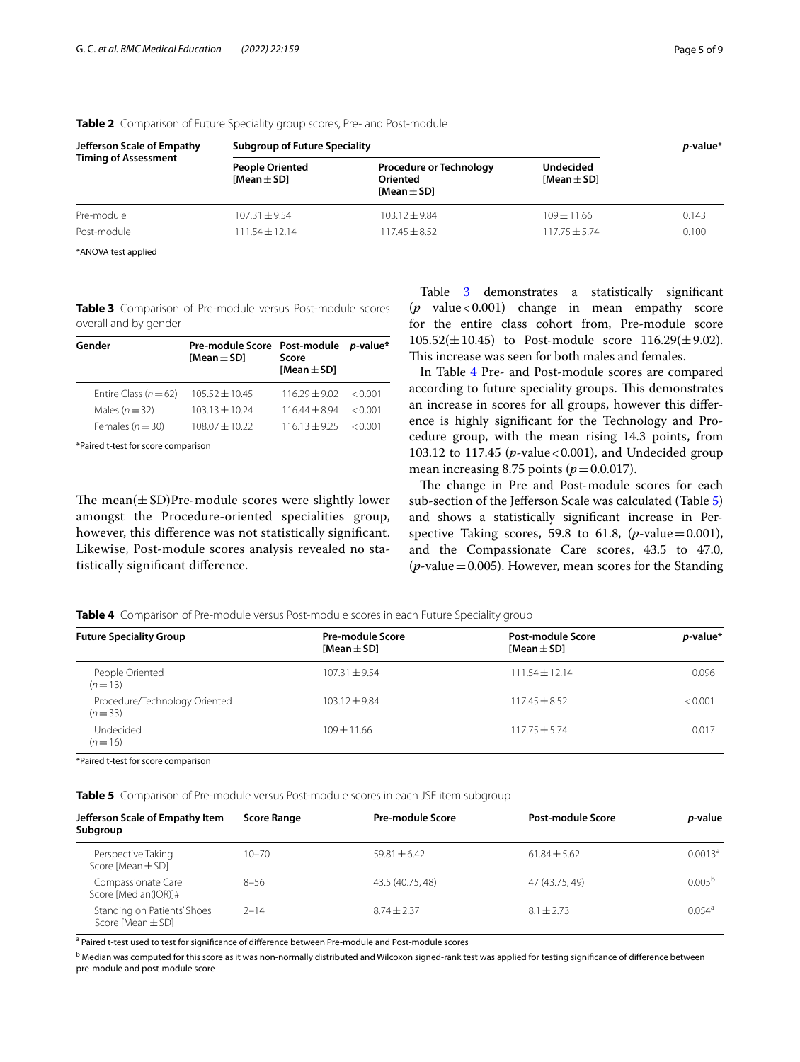**Table 2** Comparison of Future Speciality group scores, Pre- and Post-module

| Jefferson Scale of Empathy Timing of Assessment | Subgroup of Future Speciality | | | *p*-value* |
|---|---|---|---|---|
| | People Oriented [Mean ± SD] | Procedure or Technology Oriented [Mean ± SD] | Undecided [Mean ± SD] | |
| Pre-module | 107.31 ± 9.54 | 103.12 ± 9.84 | 109 ± 11.66 | 0.143 |
| Post-module | 111.54 ± 12.14 | 117.45 ± 8.52 | 117.75 ± 5.74 | 0.100 |

*ANOVA test applied

**Table 3** Comparison of Pre-module versus Post-module scores overall and by gender

| Gender | Pre-module Score [Mean ± SD] | Post-module Score [Mean ± SD] | *p*-value* |
|---|---|---|---|
| Entire Class ($n = 62$) | 105.52 ± 10.45 | 116.29 ± 9.02 | < 0.001 |
| Males ($n = 32$) | 103.13 ± 10.24 | 116.44 ± 8.94 | < 0.001 |
| Females ($n = 30$) | 108.07 ± 10.22 | 116.13 ± 9.25 | < 0.001 |

*Paired t-test for score comparison

The mean(± SD)Pre-module scores were slightly lower amongst the Procedure-oriented specialities group, however, this difference was not statistically significant. Likewise, Post-module scores analysis revealed no statistically significant difference.

Table 3 demonstrates a statistically significant ($p$ value < 0.001) change in mean empathy score for the entire class cohort from, Pre-module score 105.52(± 10.45) to Post-module score 116.29(± 9.02). This increase was seen for both males and females.

In Table 4 Pre- and Post-module scores are compared according to future speciality groups. This demonstrates an increase in scores for all groups, however this difference is highly significant for the Technology and Procedure group, with the mean rising 14.3 points, from 103.12 to 117.45 ($p$-value < 0.001), and Undecided group mean increasing 8.75 points ($p = 0.0.017$).

The change in Pre and Post-module scores for each sub-section of the Jefferson Scale was calculated (Table 5) and shows a statistically significant increase in Perspective Taking scores, 59.8 to 61.8, ($p$-value = 0.001), and the Compassionate Care scores, 43.5 to 47.0, ($p$-value = 0.005). However, mean scores for the Standing

**Table 4** Comparison of Pre-module versus Post-module scores in each Future Speciality group

| Future Speciality Group | Pre-module Score [Mean ± SD] | Post-module Score [Mean ± SD] | *p*-value* |
|---|---|---|---|
| People Oriented ($n = 13$) | 107.31 ± 9.54 | 111.54 ± 12.14 | 0.096 |
| Procedure/Technology Oriented ($n = 33$) | 103.12 ± 9.84 | 117.45 ± 8.52 | < 0.001 |
| Undecided ($n = 16$) | 109 ± 11.66 | 117.75 ± 5.74 | 0.017 |

*Paired t-test for score comparison

**Table 5** Comparison of Pre-module versus Post-module scores in each JSE item subgroup

| Jefferson Scale of Empathy Item Subgroup | Score Range | Pre-module Score | Post-module Score | *p*-value |
|---|---|---|---|---|
| Perspective Taking Score [Mean ± SD] | 10–70 | 59.81 ± 6.42 | 61.84 ± 5.62 | 0.0013[a] |
| Compassionate Care Score [Median(IQR)]# | 8–56 | 43.5 (40.75, 48) | 47 (43.75, 49) | 0.005[b] |
| Standing on Patients' Shoes Score [Mean ± SD] | 2–14 | 8.74 ± 2.37 | 8.1 ± 2.73 | 0.054[a] |

[a] Paired t-test used to test for significance of difference between Pre-module and Post-module scores

[b] Median was computed for this score as it was non-normally distributed and Wilcoxon signed-rank test was applied for testing significance of difference between pre-module and post-module score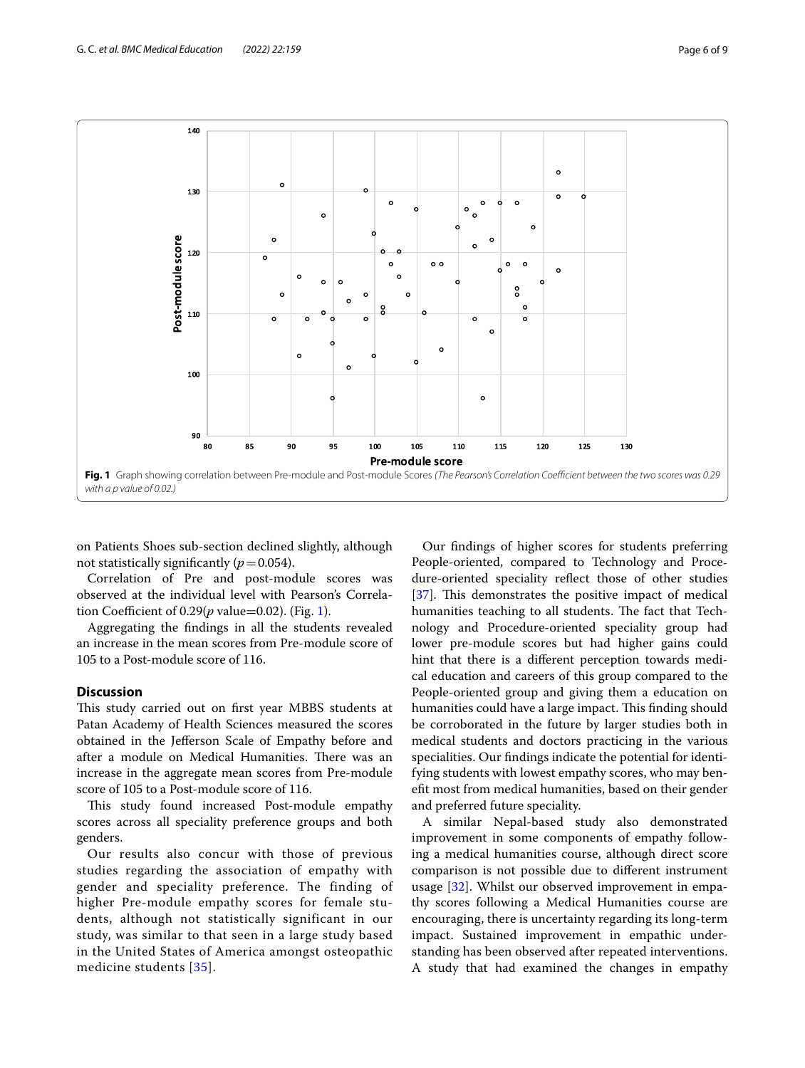**Fig. 1** Graph showing correlation between Pre-module and Post-module Scores *(The Pearson's Correlation Coefficient between the two scores was 0.29 with a p value of 0.02.)*

on Patients Shoes sub-section declined slightly, although not statistically significantly ($p = 0.054$).

Correlation of Pre and post-module scores was observed at the individual level with Pearson's Correlation Coefficient of 0.29($p$ value=0.02). (Fig. 1).

Aggregating the findings in all the students revealed an increase in the mean scores from Pre-module score of 105 to a Post-module score of 116.

## Discussion

This study carried out on first year MBBS students at Patan Academy of Health Sciences measured the scores obtained in the Jefferson Scale of Empathy before and after a module on Medical Humanities. There was an increase in the aggregate mean scores from Pre-module score of 105 to a Post-module score of 116.

This study found increased Post-module empathy scores across all speciality preference groups and both genders.

Our results also concur with those of previous studies regarding the association of empathy with gender and speciality preference. The finding of higher Pre-module empathy scores for female students, although not statistically significant in our study, was similar to that seen in a large study based in the United States of America amongst osteopathic medicine students [35].

Our findings of higher scores for students preferring People-oriented, compared to Technology and Procedure-oriented speciality reflect those of other studies [37]. This demonstrates the positive impact of medical humanities teaching to all students. The fact that Technology and Procedure-oriented speciality group had lower pre-module scores but had higher gains could hint that there is a different perception towards medical education and careers of this group compared to the People-oriented group and giving them a education on humanities could have a large impact. This finding should be corroborated in the future by larger studies both in medical students and doctors practicing in the various specialities. Our findings indicate the potential for identifying students with lowest empathy scores, who may benefit most from medical humanities, based on their gender and preferred future speciality.

A similar Nepal-based study also demonstrated improvement in some components of empathy following a medical humanities course, although direct score comparison is not possible due to different instrument usage [32]. Whilst our observed improvement in empathy scores following a Medical Humanities course are encouraging, there is uncertainty regarding its long-term impact. Sustained improvement in empathic understanding has been observed after repeated interventions. A study that had examined the changes in empathy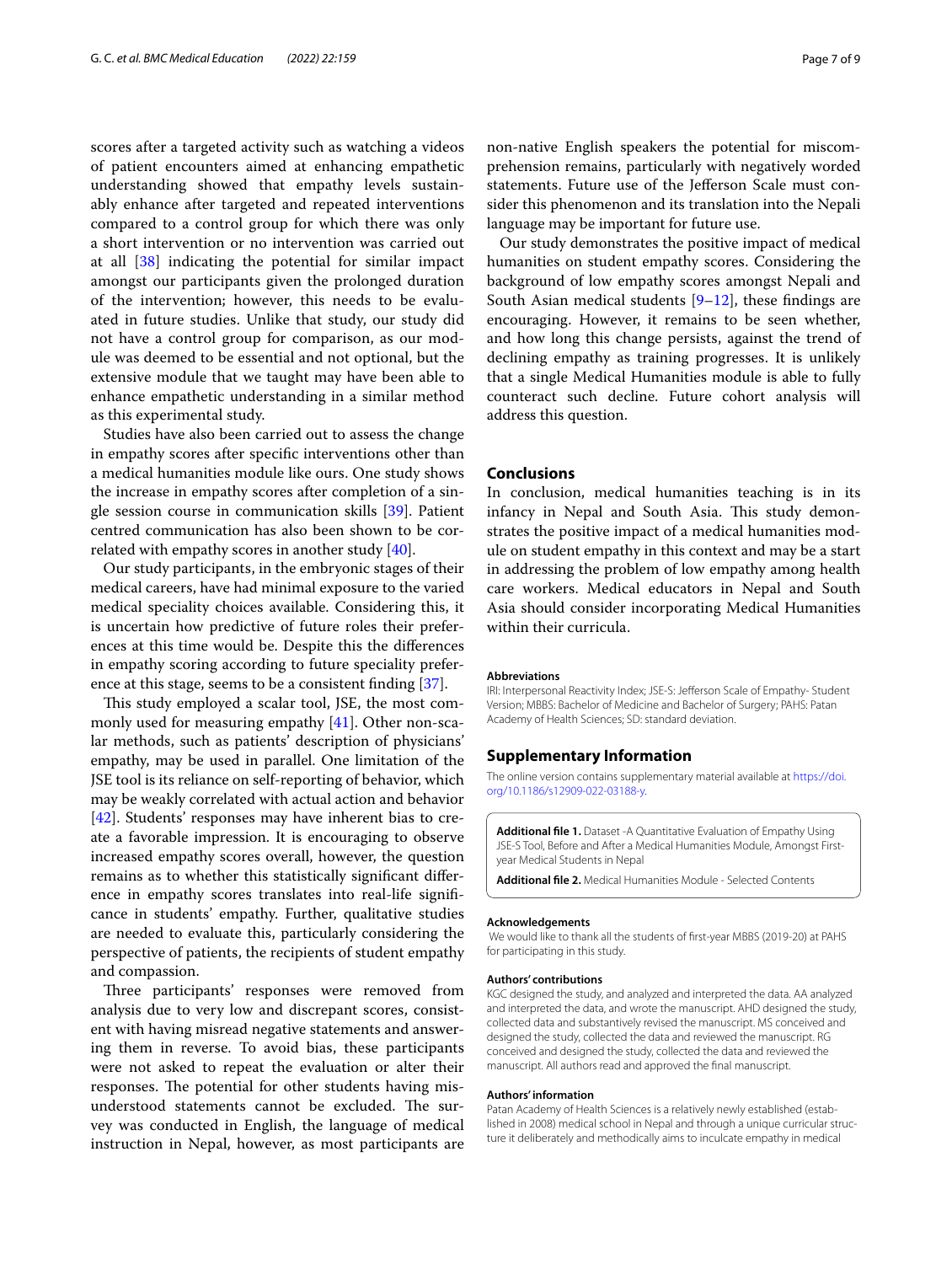scores after a targeted activity such as watching a videos of patient encounters aimed at enhancing empathetic understanding showed that empathy levels sustainably enhance after targeted and repeated interventions compared to a control group for which there was only a short intervention or no intervention was carried out at all [38] indicating the potential for similar impact amongst our participants given the prolonged duration of the intervention; however, this needs to be evaluated in future studies. Unlike that study, our study did not have a control group for comparison, as our module was deemed to be essential and not optional, but the extensive module that we taught may have been able to enhance empathetic understanding in a similar method as this experimental study.

Studies have also been carried out to assess the change in empathy scores after specific interventions other than a medical humanities module like ours. One study shows the increase in empathy scores after completion of a single session course in communication skills [39]. Patient centred communication has also been shown to be correlated with empathy scores in another study [40].

Our study participants, in the embryonic stages of their medical careers, have had minimal exposure to the varied medical speciality choices available. Considering this, it is uncertain how predictive of future roles their preferences at this time would be. Despite this the differences in empathy scoring according to future speciality preference at this stage, seems to be a consistent finding [37].

This study employed a scalar tool, JSE, the most commonly used for measuring empathy [41]. Other non-scalar methods, such as patients' description of physicians' empathy, may be used in parallel. One limitation of the JSE tool is its reliance on self-reporting of behavior, which may be weakly correlated with actual action and behavior [42]. Students' responses may have inherent bias to create a favorable impression. It is encouraging to observe increased empathy scores overall, however, the question remains as to whether this statistically significant difference in empathy scores translates into real-life significance in students' empathy. Further, qualitative studies are needed to evaluate this, particularly considering the perspective of patients, the recipients of student empathy and compassion.

Three participants' responses were removed from analysis due to very low and discrepant scores, consistent with having misread negative statements and answering them in reverse. To avoid bias, these participants were not asked to repeat the evaluation or alter their responses. The potential for other students having misunderstood statements cannot be excluded. The survey was conducted in English, the language of medical instruction in Nepal, however, as most participants are non-native English speakers the potential for miscomprehension remains, particularly with negatively worded statements. Future use of the Jefferson Scale must consider this phenomenon and its translation into the Nepali language may be important for future use.

Our study demonstrates the positive impact of medical humanities on student empathy scores. Considering the background of low empathy scores amongst Nepali and South Asian medical students [9–12], these findings are encouraging. However, it remains to be seen whether, and how long this change persists, against the trend of declining empathy as training progresses. It is unlikely that a single Medical Humanities module is able to fully counteract such decline. Future cohort analysis will address this question.

## Conclusions

In conclusion, medical humanities teaching is in its infancy in Nepal and South Asia. This study demonstrates the positive impact of a medical humanities module on student empathy in this context and may be a start in addressing the problem of low empathy among health care workers. Medical educators in Nepal and South Asia should consider incorporating Medical Humanities within their curricula.

#### Abbreviations

IRI: Interpersonal Reactivity Index; JSE-S: Jefferson Scale of Empathy- Student Version; MBBS: Bachelor of Medicine and Bachelor of Surgery; PAHS: Patan Academy of Health Sciences; SD: standard deviation.

## Supplementary Information

The online version contains supplementary material available at https://doi.org/10.1186/s12909-022-03188-y.

**Additional file 1.** Dataset -A Quantitative Evaluation of Empathy Using JSE-S Tool, Before and After a Medical Humanities Module, Amongst First-year Medical Students in Nepal

**Additional file 2.** Medical Humanities Module - Selected Contents

#### Acknowledgements

We would like to thank all the students of first-year MBBS (2019-20) at PAHS for participating in this study.

#### Authors' contributions

KGC designed the study, and analyzed and interpreted the data. AA analyzed and interpreted the data, and wrote the manuscript. AHD designed the study, collected data and substantively revised the manuscript. MS conceived and designed the study, collected the data and reviewed the manuscript. RG conceived and designed the study, collected the data and reviewed the manuscript. All authors read and approved the final manuscript.

#### Authors' information

Patan Academy of Health Sciences is a relatively newly established (established in 2008) medical school in Nepal and through a unique curricular structure it deliberately and methodically aims to inculcate empathy in medical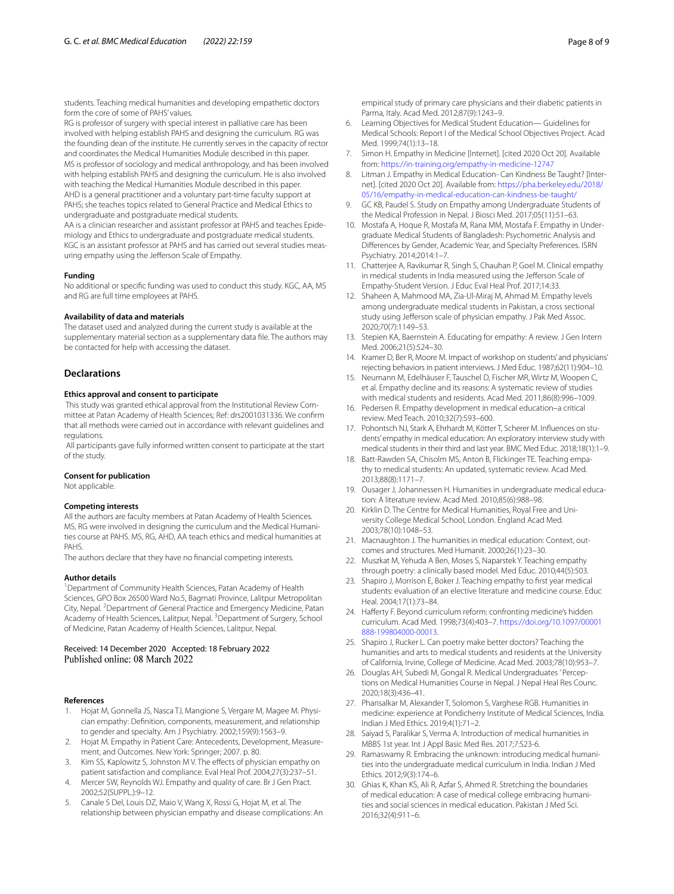students. Teaching medical humanities and developing empathetic doctors form the core of some of PAHS' values.

RG is professor of surgery with special interest in palliative care has been involved with helping establish PAHS and designing the curriculum. RG was the founding dean of the institute. He currently serves in the capacity of rector and coordinates the Medical Humanities Module described in this paper.

MS is professor of sociology and medical anthropology, and has been involved with helping establish PAHS and designing the curriculum. He is also involved with teaching the Medical Humanities Module described in this paper.

AHD is a general practitioner and a voluntary part-time faculty support at PAHS; she teaches topics related to General Practice and Medical Ethics to undergraduate and postgraduate medical students.

AA is a clinician researcher and assistant professor at PAHS and teaches Epidemiology and Ethics to undergraduate and postgraduate medical students.

KGC is an assistant professor at PAHS and has carried out several studies measuring empathy using the Jefferson Scale of Empathy.

### Funding

No additional or specific funding was used to conduct this study. KGC, AA, MS and RG are full time employees at PAHS.

### Availability of data and materials

The dataset used and analyzed during the current study is available at the supplementary material section as a supplementary data file. The authors may be contacted for help with accessing the dataset.

## Declarations

### Ethics approval and consent to participate

This study was granted ethical approval from the Institutional Review Committee at Patan Academy of Health Sciences; Ref: drs2001031336. We confirm that all methods were carried out in accordance with relevant guidelines and regulations.

All participants gave fully informed written consent to participate at the start of the study.

### Consent for publication

Not applicable.

### Competing interests

All the authors are faculty members at Patan Academy of Health Sciences. MS, RG were involved in designing the curriculum and the Medical Humanities course at PAHS. MS, RG, AHD, AA teach ethics and medical humanities at PAHS.

The authors declare that they have no financial competing interests.

### Author details

[1]Department of Community Health Sciences, Patan Academy of Health Sciences, GPO Box 26500 Ward No.5, Bagmati Province, Lalitpur Metropolitan City, Nepal. [2]Department of General Practice and Emergency Medicine, Patan Academy of Health Sciences, Lalitpur, Nepal. [3]Department of Surgery, School of Medicine, Patan Academy of Health Sciences, Lalitpur, Nepal.

Received: 14 December 2020 Accepted: 18 February 2022
Published online: 08 March 2022

### References

1. Hojat M, Gonnella JS, Nasca TJ, Mangione S, Vergare M, Magee M. Physician empathy: Definition, components, measurement, and relationship to gender and specialty. Am J Psychiatry. 2002;159(9):1563–9.
2. Hojat M. Empathy in Patient Care: Antecedents, Development, Measurement, and Outcomes. New York: Springer; 2007. p. 80.
3. Kim SS, Kaplowitz S, Johnston M V. The effects of physician empathy on patient satisfaction and compliance. Eval Heal Prof. 2004;27(3):237–51.
4. Mercer SW, Reynolds WJ. Empathy and quality of care. Br J Gen Pract. 2002;52(SUPPL.):9–12.
5. Canale S Del, Louis DZ, Maio V, Wang X, Rossi G, Hojat M, et al. The relationship between physician empathy and disease complications: An empirical study of primary care physicians and their diabetic patients in Parma, Italy. Acad Med. 2012;87(9):1243–9.
6. Learning Objectives for Medical Student Education— Guidelines for Medical Schools: Report I of the Medical School Objectives Project. Acad Med. 1999;74(1):13–18.
7. Simon H. Empathy in Medicine [Internet]. [cited 2020 Oct 20]. Available from: https://in-training.org/empathy-in-medicine-12747
8. Litman J. Empathy in Medical Education- Can Kindness Be Taught? [Internet]. [cited 2020 Oct 20]. Available from: https://pha.berkeley.edu/2018/05/16/empathy-in-medical-education-can-kindness-be-taught/
9. GC KB, Paudel S. Study on Empathy among Undergraduate Students of the Medical Profession in Nepal. J Biosci Med. 2017;05(11):51–63.
10. Mostafa A, Hoque R, Mostafa M, Rana MM, Mostafa F. Empathy in Undergraduate Medical Students of Bangladesh: Psychometric Analysis and Differences by Gender, Academic Year, and Specialty Preferences. ISRN Psychiatry. 2014;2014:1–7.
11. Chatterjee A, Ravikumar R, Singh S, Chauhan P, Goel M. Clinical empathy in medical students in India measured using the Jefferson Scale of Empathy-Student Version. J Educ Eval Heal Prof. 2017;14:33.
12. Shaheen A, Mahmood MA, Zia-Ul-Miraj M, Ahmad M. Empathy levels among undergraduate medical students in Pakistan, a cross sectional study using Jefferson scale of physician empathy. J Pak Med Assoc. 2020;70(7):1149–53.
13. Stepien KA, Baernstein A. Educating for empathy: A review. J Gen Intern Med. 2006;21(5):524–30.
14. Kramer D, Ber R, Moore M. Impact of workshop on students' and physicians' rejecting behaviors in patient interviews. J Med Educ. 1987;62(11):904–10.
15. Neumann M, Edelhäuser F, Tauschel D, Fischer MR, Wirtz M, Woopen C, et al. Empathy decline and its reasons: A systematic review of studies with medical students and residents. Acad Med. 2011;86(8):996–1009.
16. Pedersen R. Empathy development in medical education–a critical review. Med Teach. 2010;32(7):593–600.
17. Pohontsch NJ, Stark A, Ehrhardt M, Kötter T, Scherer M. Influences on students' empathy in medical education: An exploratory interview study with medical students in their third and last year. BMC Med Educ. 2018;18(1):1–9.
18. Batt-Rawden SA, Chisolm MS, Anton B, Flickinger TE. Teaching empathy to medical students: An updated, systematic review. Acad Med. 2013;88(8):1171–7.
19. Ousager J, Johannessen H. Humanities in undergraduate medical education: A literature review. Acad Med. 2010;85(6):988–98.
20. Kirklin D. The Centre for Medical Humanities, Royal Free and University College Medical School, London. England Acad Med. 2003;78(10):1048–53.
21. Macnaughton J. The humanities in medical education: Context, outcomes and structures. Med Humanit. 2000;26(1):23–30.
22. Muszkat M, Yehuda A Ben, Moses S, Naparstek Y. Teaching empathy through poetry: a clinically based model. Med Educ. 2010;44(5):503.
23. Shapiro J, Morrison E, Boker J. Teaching empathy to first year medical students: evaluation of an elective literature and medicine course. Educ Heal. 2004;17(1):73–84.
24. Hafferty F. Beyond curriculum reform: confronting medicine's hidden curriculum. Acad Med. 1998;73(4):403–7. https://doi.org/10.1097/00001888-199804000-00013.
25. Shapiro J, Rucker L. Can poetry make better doctors? Teaching the humanities and arts to medical students and residents at the University of California, Irvine, College of Medicine. Acad Med. 2003;78(10):953–7.
26. Douglas AH, Subedi M, Gongal R. Medical Undergraduates ' Perceptions on Medical Humanities Course in Nepal. J Nepal Heal Res Counc. 2020;18(3):436–41.
27. Phansalkar M, Alexander T, Solomon S, Varghese RGB. Humanities in medicine: experience at Pondicherry Institute of Medical Sciences, India. Indian J Med Ethics. 2019;4(1):71–2.
28. Saiyad S, Paralikar S, Verma A. Introduction of medical humanities in MBBS 1st year. Int J Appl Basic Med Res. 2017;7:S23-6.
29. Ramaswamy R. Embracing the unknown: introducing medical humanities into the undergraduate medical curriculum in India. Indian J Med Ethics. 2012;9(3):174–6.
30. Ghias K, Khan KS, Ali R, Azfar S, Ahmed R. Stretching the boundaries of medical education: A case of medical college embracing humanities and social sciences in medical education. Pakistan J Med Sci. 2016;32(4):911–6.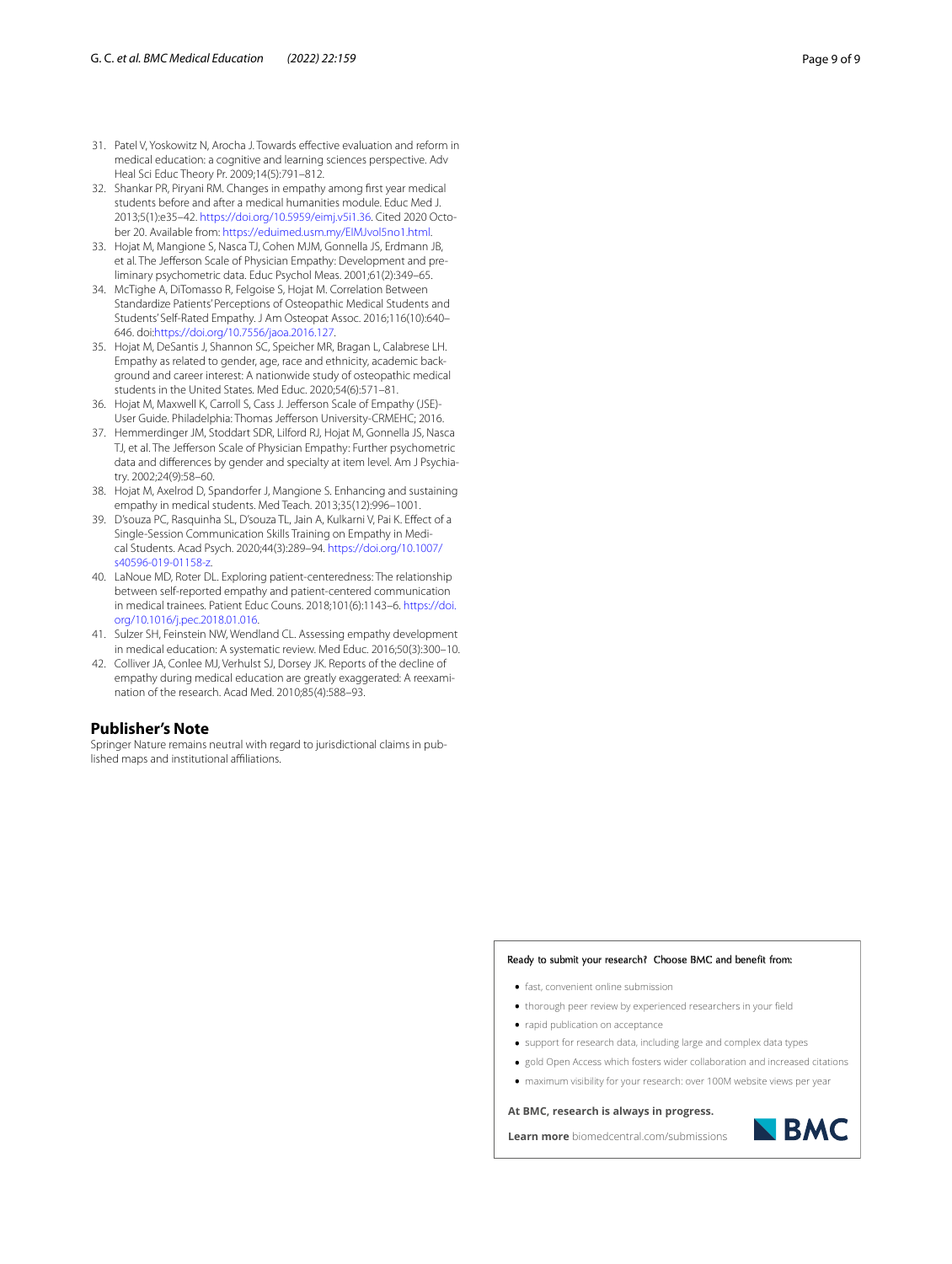31. Patel V, Yoskowitz N, Arocha J. Towards effective evaluation and reform in medical education: a cognitive and learning sciences perspective. Adv Heal Sci Educ Theory Pr. 2009;14(5):791–812.
32. Shankar PR, Piryani RM. Changes in empathy among first year medical students before and after a medical humanities module. Educ Med J. 2013;5(1):e35–42. https://doi.org/10.5959/eimj.v5i1.36. Cited 2020 October 20. Available from: https://eduimed.usm.my/EIMJvol5no1.html.
33. Hojat M, Mangione S, Nasca TJ, Cohen MJM, Gonnella JS, Erdmann JB, et al. The Jefferson Scale of Physician Empathy: Development and preliminary psychometric data. Educ Psychol Meas. 2001;61(2):349–65.
34. McTighe A, DiTomasso R, Felgoise S, Hojat M. Correlation Between Standardize Patients' Perceptions of Osteopathic Medical Students and Students' Self-Rated Empathy. J Am Osteopat Assoc. 2016;116(10):640–646. doi:https://doi.org/10.7556/jaoa.2016.127.
35. Hojat M, DeSantis J, Shannon SC, Speicher MR, Bragan L, Calabrese LH. Empathy as related to gender, age, race and ethnicity, academic background and career interest: A nationwide study of osteopathic medical students in the United States. Med Educ. 2020;54(6):571–81.
36. Hojat M, Maxwell K, Carroll S, Cass J. Jefferson Scale of Empathy (JSE)-User Guide. Philadelphia: Thomas Jefferson University-CRMEHC; 2016.
37. Hemmerdinger JM, Stoddart SDR, Lilford RJ, Hojat M, Gonnella JS, Nasca TJ, et al. The Jefferson Scale of Physician Empathy: Further psychometric data and differences by gender and specialty at item level. Am J Psychiatry. 2002;24(9):58–60.
38. Hojat M, Axelrod D, Spandorfer J, Mangione S. Enhancing and sustaining empathy in medical students. Med Teach. 2013;35(12):996–1001.
39. D'souza PC, Rasquinha SL, D'souza TL, Jain A, Kulkarni V, Pai K. Effect of a Single-Session Communication Skills Training on Empathy in Medical Students. Acad Psych. 2020;44(3):289–94. https://doi.org/10.1007/s40596-019-01158-z.
40. LaNoue MD, Roter DL. Exploring patient-centeredness: The relationship between self-reported empathy and patient-centered communication in medical trainees. Patient Educ Couns. 2018;101(6):1143–6. https://doi.org/10.1016/j.pec.2018.01.016.
41. Sulzer SH, Feinstein NW, Wendland CL. Assessing empathy development in medical education: A systematic review. Med Educ. 2016;50(3):300–10.
42. Colliver JA, Conlee MJ, Verhulst SJ, Dorsey JK. Reports of the decline of empathy during medical education are greatly exaggerated: A reexamination of the research. Acad Med. 2010;85(4):588–93.

## Publisher's Note

Springer Nature remains neutral with regard to jurisdictional claims in published maps and institutional affiliations.

Ready to submit your research? Choose BMC and benefit from:

- fast, convenient online submission
- thorough peer review by experienced researchers in your field
- rapid publication on acceptance
- support for research data, including large and complex data types
- gold Open Access which fosters wider collaboration and increased citations
- maximum visibility for your research: over 100M website views per year

**At BMC, research is always in progress.**

**Learn more** biomedcentral.com/submissions

BMC